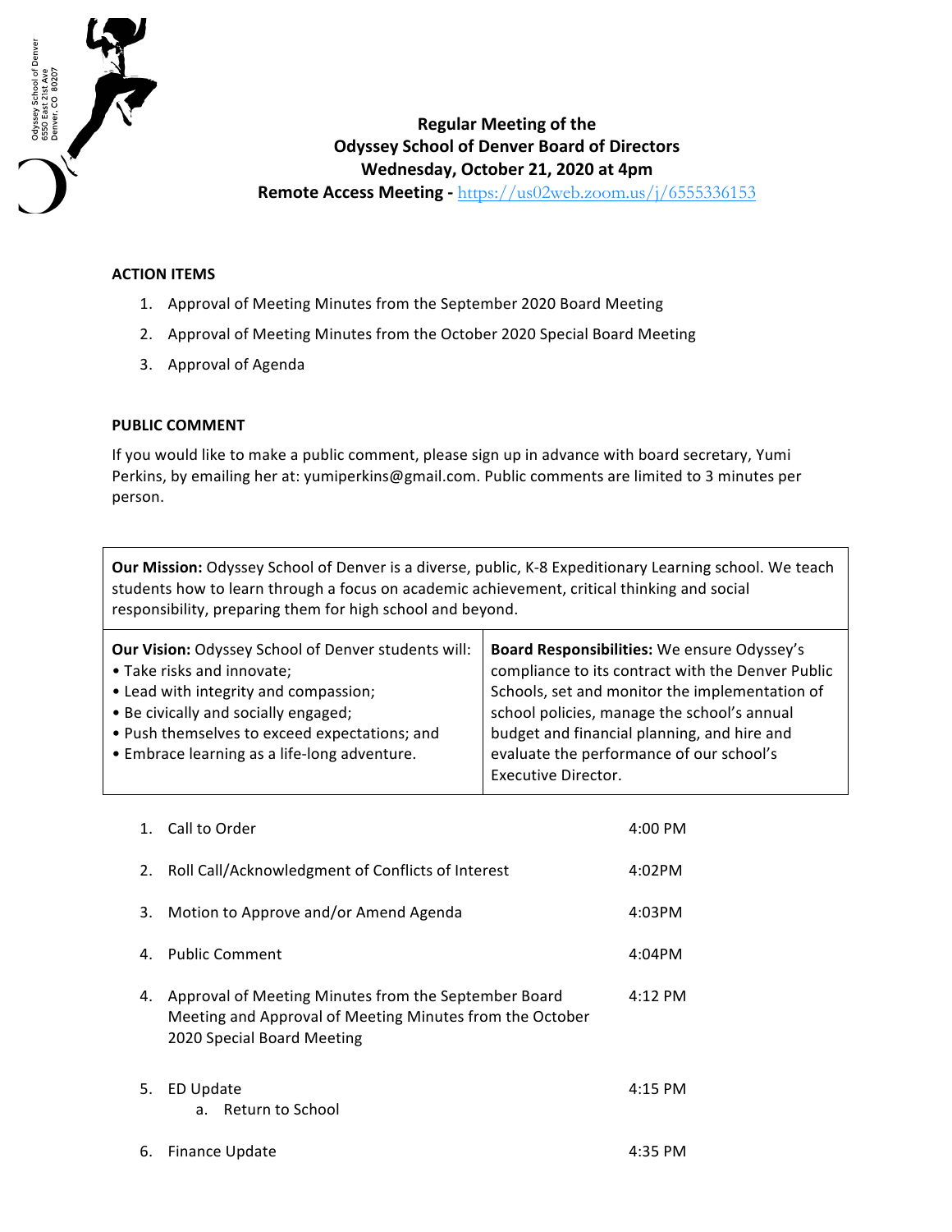Odyssey School of Denver
6550 East 21st Ave
Denver, CO 80207

# Regular Meeting of the Odyssey School of Denver Board of Directors

**Wednesday, October 21, 2020 at 4pm**

**Remote Access Meeting -** https://us02web.zoom.us/j/6555336153

## ACTION ITEMS

1. Approval of Meeting Minutes from the September 2020 Board Meeting
2. Approval of Meeting Minutes from the October 2020 Special Board Meeting
3. Approval of Agenda

## PUBLIC COMMENT

If you would like to make a public comment, please sign up in advance with board secretary, Yumi Perkins, by emailing her at: yumiperkins@gmail.com. Public comments are limited to 3 minutes per person.

**Our Mission:** Odyssey School of Denver is a diverse, public, K-8 Expeditionary Learning school. We teach students how to learn through a focus on academic achievement, critical thinking and social responsibility, preparing them for high school and beyond.

**Our Vision:** Odyssey School of Denver students will:
- Take risks and innovate;
- Lead with integrity and compassion;
- Be civically and socially engaged;
- Push themselves to exceed expectations; and
- Embrace learning as a life-long adventure.

**Board Responsibilities:** We ensure Odyssey's compliance to its contract with the Denver Public Schools, set and monitor the implementation of school policies, manage the school's annual budget and financial planning, and hire and evaluate the performance of our school's Executive Director.

| | Item | Time |
|---|---|---|
| 1. | Call to Order | 4:00 PM |
| 2. | Roll Call/Acknowledgment of Conflicts of Interest | 4:02PM |
| 3. | Motion to Approve and/or Amend Agenda | 4:03PM |
| 4. | Public Comment | 4:04PM |
| 4. | Approval of Meeting Minutes from the September Board Meeting and Approval of Meeting Minutes from the October 2020 Special Board Meeting | 4:12 PM |
| 5. | ED Update<br>a. Return to School | 4:15 PM |
| 6. | Finance Update | 4:35 PM |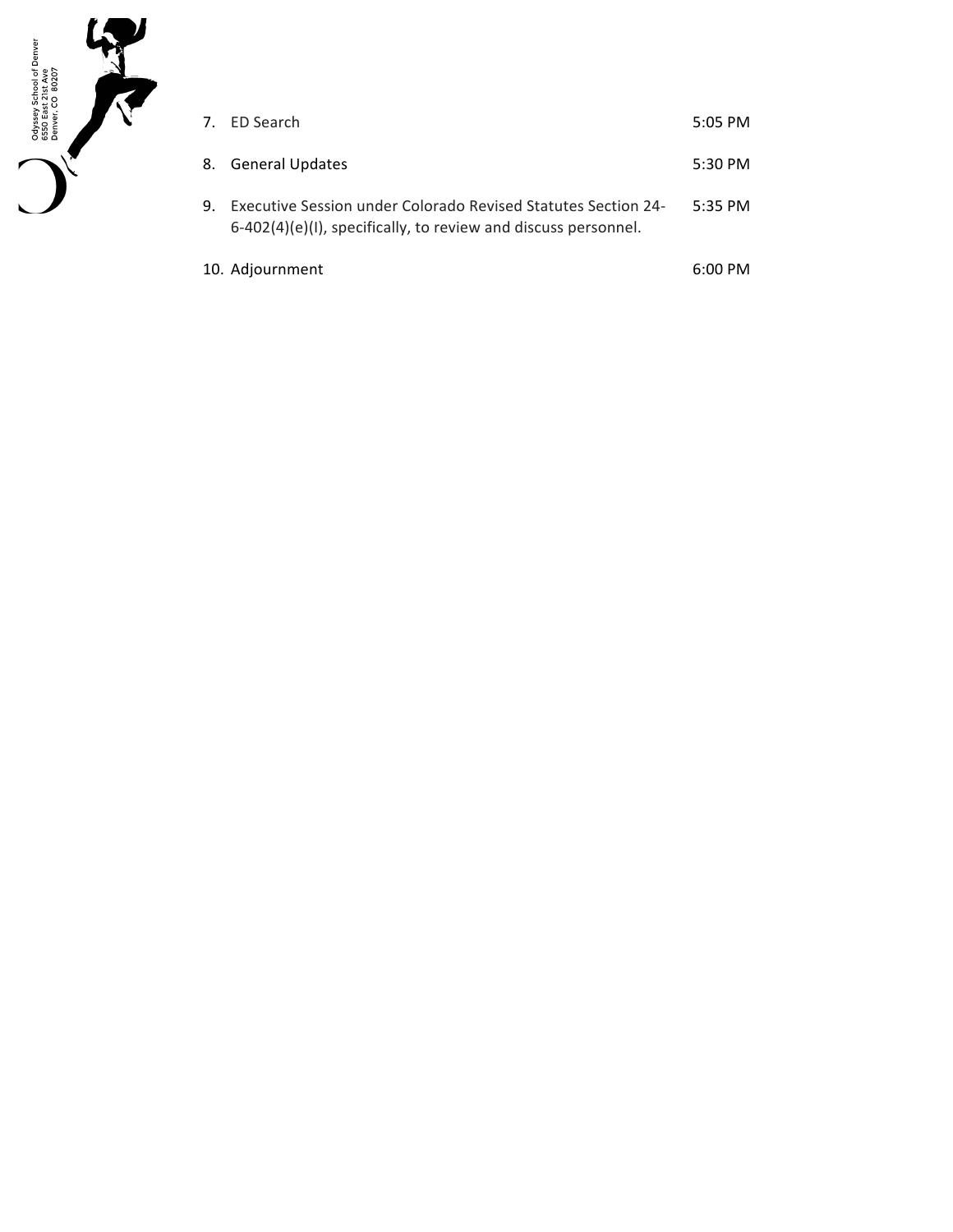7. ED Search 5:05 PM

8. General Updates 5:30 PM

9. Executive Session under Colorado Revised Statutes Section 24-6-402(4)(e)(I), specifically, to review and discuss personnel. 5:35 PM

10. Adjournment 6:00 PM